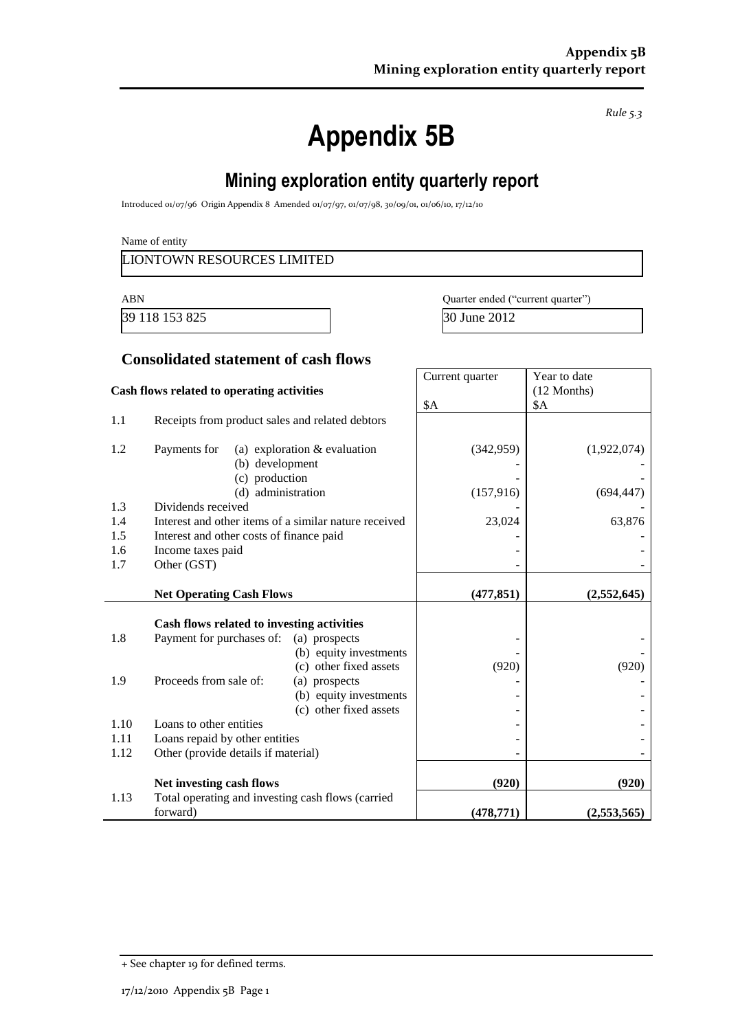*Rule 5.3*

# Appendix 5B

## Mining exploration entity quarterly report

Introduced 01/07/96 Origin Appendix 8 Amended 01/07/97, 01/07/98, 30/09/01, 01/06/10, 17/12/10

Name of entity

LIONTOWN RESOURCES LIMITED

| ABN | Quarter ended ("current quarter") |
|---|---|
| 39 118 153 825 | 30 June 2012 |

### Consolidated statement of cash flows

| | Cash flows related to operating activities | Current quarter<br>$A | Year to date (12 Months)<br>$A |
|---|---|---|---|
| 1.1 | Receipts from product sales and related debtors | | |
| 1.2 | Payments for (a) exploration & evaluation | (342,959) | (1,922,074) |
| | (b) development | - | - |
| | (c) production | - | - |
| | (d) administration | (157,916) | (694,447) |
| 1.3 | Dividends received | - | - |
| 1.4 | Interest and other items of a similar nature received | 23,024 | 63,876 |
| 1.5 | Interest and other costs of finance paid | - | - |
| 1.6 | Income taxes paid | - | - |
| 1.7 | Other (GST) | - | - |
| | **Net Operating Cash Flows** | **(477,851)** | **(2,552,645)** |
| | **Cash flows related to investing activities** | | |
| 1.8 | Payment for purchases of: (a) prospects | - | - |
| | (b) equity investments | - | - |
| | (c) other fixed assets | (920) | (920) |
| 1.9 | Proceeds from sale of: (a) prospects | - | - |
| | (b) equity investments | - | - |
| | (c) other fixed assets | - | - |
| 1.10 | Loans to other entities | - | - |
| 1.11 | Loans repaid by other entities | - | - |
| 1.12 | Other (provide details if material) | - | - |
| | **Net investing cash flows** | **(920)** | **(920)** |
| 1.13 | Total operating and investing cash flows (carried forward) | **(478,771)** | **(2,553,565)** |

+ See chapter 19 for defined terms.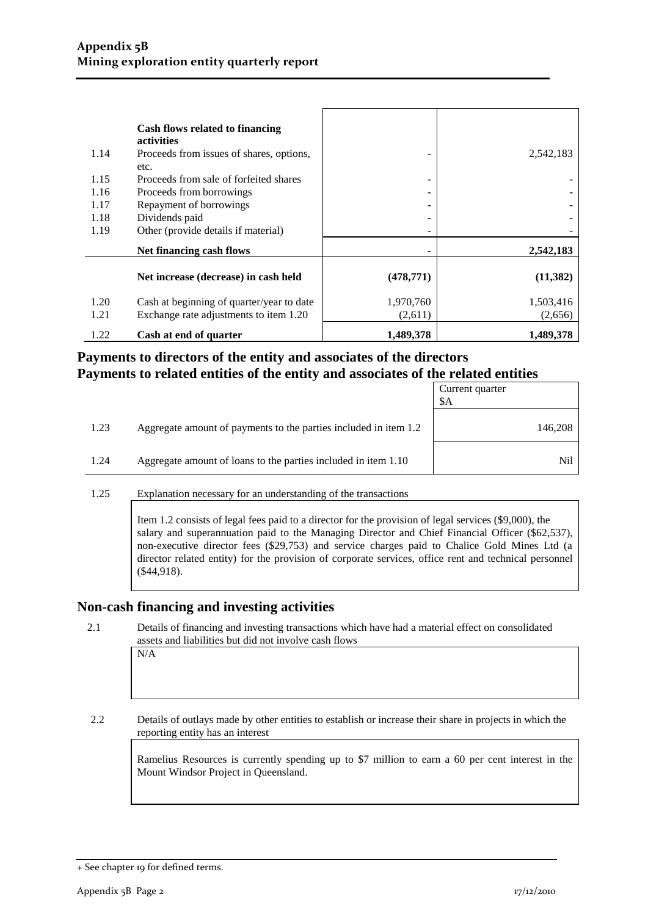| | Cash flows related to financing activities | | |
|---|---|---|---|
| 1.14 | Proceeds from issues of shares, options, etc. | - | 2,542,183 |
| 1.15 | Proceeds from sale of forfeited shares | - | - |
| 1.16 | Proceeds from borrowings | - | - |
| 1.17 | Repayment of borrowings | - | - |
| 1.18 | Dividends paid | - | - |
| 1.19 | Other (provide details if material) | - | - |
| | **Net financing cash flows** | **-** | **2,542,183** |
| | **Net increase (decrease) in cash held** | **(478,771)** | **(11,382)** |
| 1.20 | Cash at beginning of quarter/year to date | 1,970,760 | 1,503,416 |
| 1.21 | Exchange rate adjustments to item 1.20 | (2,611) | (2,656) |
| 1.22 | **Cash at end of quarter** | **1,489,378** | **1,489,378** |

## Payments to directors of the entity and associates of the directors
## Payments to related entities of the entity and associates of the related entities

| | | Current quarter $A |
|---|---|---|
| 1.23 | Aggregate amount of payments to the parties included in item 1.2 | 146,208 |
| 1.24 | Aggregate amount of loans to the parties included in item 1.10 | Nil |

1.25 Explanation necessary for an understanding of the transactions

Item 1.2 consists of legal fees paid to a director for the provision of legal services ($9,000), the salary and superannuation paid to the Managing Director and Chief Financial Officer ($62,537), non-executive director fees ($29,753) and service charges paid to Chalice Gold Mines Ltd (a director related entity) for the provision of corporate services, office rent and technical personnel ($44,918).

## Non-cash financing and investing activities

2.1 Details of financing and investing transactions which have had a material effect on consolidated assets and liabilities but did not involve cash flows

N/A

2.2 Details of outlays made by other entities to establish or increase their share in projects in which the reporting entity has an interest

Ramelius Resources is currently spending up to $7 million to earn a 60 per cent interest in the Mount Windsor Project in Queensland.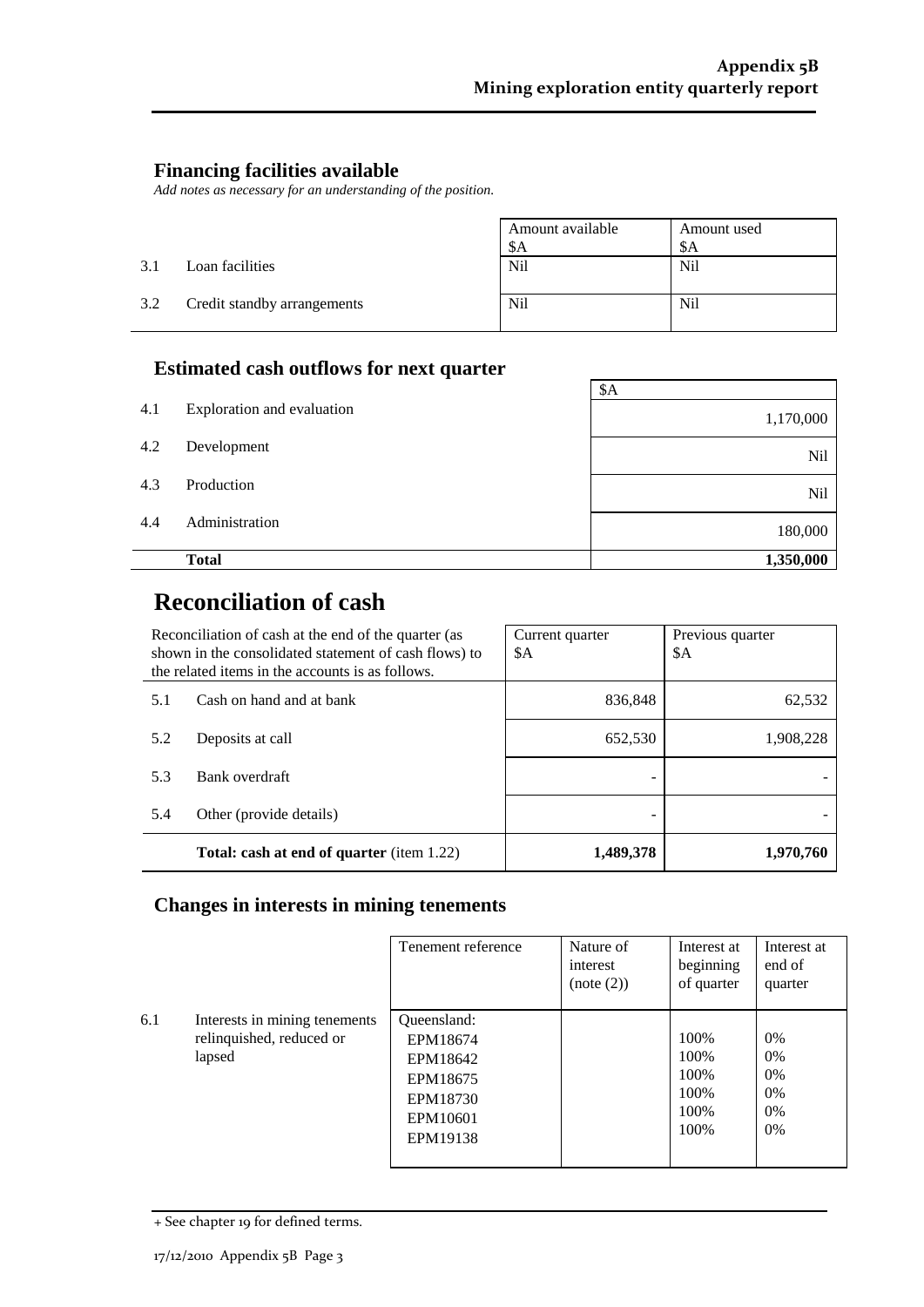## Financing facilities available

*Add notes as necessary for an understanding of the position.*

| | | Amount available $A | Amount used $A |
|---|---|---|---|
| 3.1 | Loan facilities | Nil | Nil |
| 3.2 | Credit standby arrangements | Nil | Nil |

## Estimated cash outflows for next quarter

| | | $A |
|---|---|---|
| 4.1 | Exploration and evaluation | 1,170,000 |
| 4.2 | Development | Nil |
| 4.3 | Production | Nil |
| 4.4 | Administration | 180,000 |
| | **Total** | **1,350,000** |

# Reconciliation of cash

| Reconciliation of cash at the end of the quarter (as shown in the consolidated statement of cash flows) to the related items in the accounts is as follows. | | Current quarter $A | Previous quarter $A |
|---|---|---|---|
| 5.1 | Cash on hand and at bank | 836,848 | 62,532 |
| 5.2 | Deposits at call | 652,530 | 1,908,228 |
| 5.3 | Bank overdraft | - | - |
| 5.4 | Other (provide details) | - | - |
| | **Total: cash at end of quarter** (item 1.22) | **1,489,378** | **1,970,760** |

## Changes in interests in mining tenements

| | | Tenement reference | Nature of interest (note (2)) | Interest at beginning of quarter | Interest at end of quarter |
|---|---|---|---|---|---|
| 6.1 | Interests in mining tenements relinquished, reduced or lapsed | Queensland: | | | |
| | | EPM18674 | | 100% | 0% |
| | | EPM18642 | | 100% | 0% |
| | | EPM18675 | | 100% | 0% |
| | | EPM18730 | | 100% | 0% |
| | | EPM10601 | | 100% | 0% |
| | | EPM19138 | | 100% | 0% |

+ See chapter 19 for defined terms.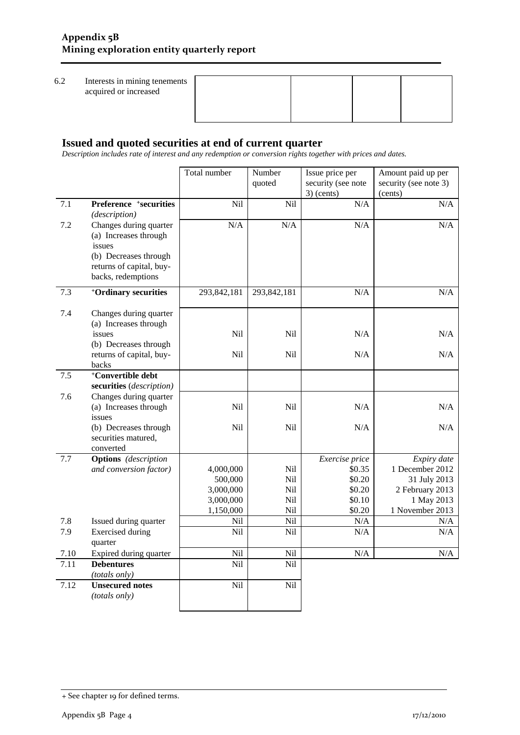| 6.2 | Interests in mining tenements acquired or increased | | | | |
|---|---|---|---|---|---|

## Issued and quoted securities at end of current quarter

*Description includes rate of interest and any redemption or conversion rights together with prices and dates.*

| | | Total number | Number quoted | Issue price per security (see note 3) (cents) | Amount paid up per security (see note 3) (cents) |
|---|---|---|---|---|---|
| 7.1 | **Preference +securities** *(description)* | Nil | Nil | N/A | N/A |
| 7.2 | Changes during quarter (a) Increases through issues (b) Decreases through returns of capital, buy-backs, redemptions | N/A | N/A | N/A | N/A |
| 7.3 | **+Ordinary securities** | 293,842,181 | 293,842,181 | N/A | N/A |
| 7.4 | Changes during quarter (a) Increases through issues | Nil | Nil | N/A | N/A |
| | (b) Decreases through returns of capital, buy-backs | Nil | Nil | N/A | N/A |
| 7.5 | **+Convertible debt securities** *(description)* | | | | |
| 7.6 | Changes during quarter (a) Increases through issues | Nil | Nil | N/A | N/A |
| | (b) Decreases through securities matured, converted | Nil | Nil | N/A | N/A |
| 7.7 | **Options** *(description and conversion factor)* | | | *Exercise price* | *Expiry date* |
| | | 4,000,000 | Nil | $0.35 | 1 December 2012 |
| | | 500,000 | Nil | $0.20 | 31 July 2013 |
| | | 3,000,000 | Nil | $0.20 | 2 February 2013 |
| | | 3,000,000 | Nil | $0.10 | 1 May 2013 |
| | | 1,150,000 | Nil | $0.20 | 1 November 2013 |
| 7.8 | Issued during quarter | Nil | Nil | N/A | N/A |
| 7.9 | Exercised during quarter | Nil | Nil | N/A | N/A |
| 7.10 | Expired during quarter | Nil | Nil | N/A | N/A |
| 7.11 | **Debentures** *(totals only)* | Nil | Nil | | |
| 7.12 | **Unsecured notes** *(totals only)* | Nil | Nil | | |

+ See chapter 19 for defined terms.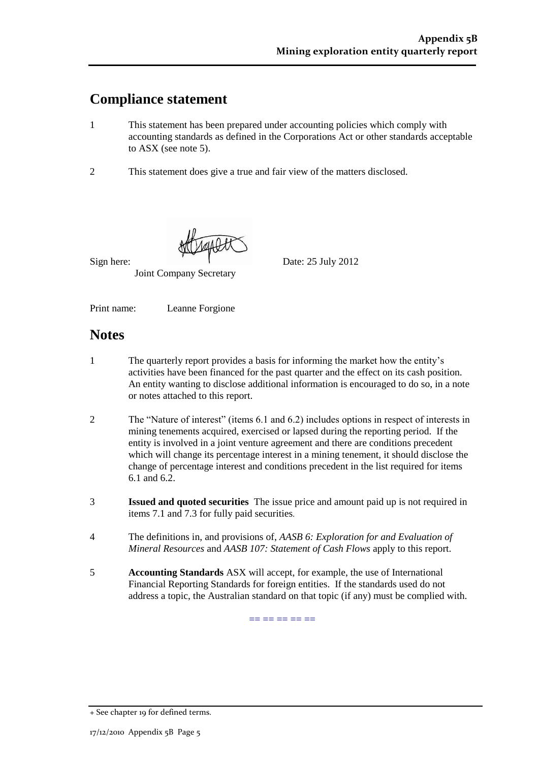## Compliance statement

1 This statement has been prepared under accounting policies which comply with accounting standards as defined in the Corporations Act or other standards acceptable to ASX (see note 5).

2 This statement does give a true and fair view of the matters disclosed.

Sign here: Date: 25 July 2012

Joint Company Secretary

Print name: Leanne Forgione

## Notes

1 The quarterly report provides a basis for informing the market how the entity's activities have been financed for the past quarter and the effect on its cash position. An entity wanting to disclose additional information is encouraged to do so, in a note or notes attached to this report.

2 The "Nature of interest" (items 6.1 and 6.2) includes options in respect of interests in mining tenements acquired, exercised or lapsed during the reporting period. If the entity is involved in a joint venture agreement and there are conditions precedent which will change its percentage interest in a mining tenement, it should disclose the change of percentage interest and conditions precedent in the list required for items 6.1 and 6.2.

3 **Issued and quoted securities** The issue price and amount paid up is not required in items 7.1 and 7.3 for fully paid securities.

4 The definitions in, and provisions of, *AASB 6: Exploration for and Evaluation of Mineral Resources* and *AASB 107: Statement of Cash Flows* apply to this report.

5 **Accounting Standards** ASX will accept, for example, the use of International Financial Reporting Standards for foreign entities. If the standards used do not address a topic, the Australian standard on that topic (if any) must be complied with.

== == == == ==

+ See chapter 19 for defined terms.